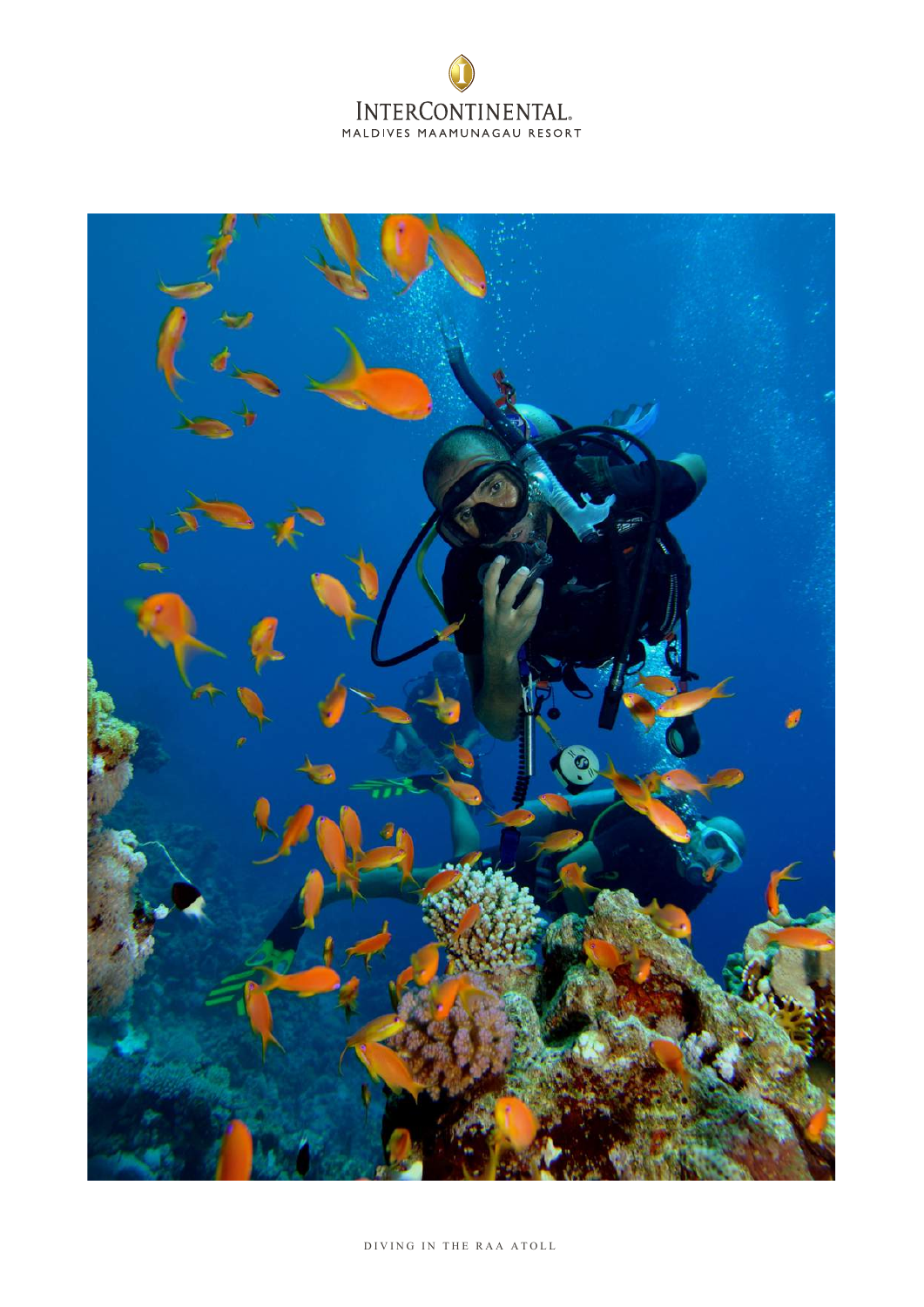INTERCONTINENTAL.
MALDIVES MAAMUNAGAU RESORT

DIVING IN THE RAA ATOLL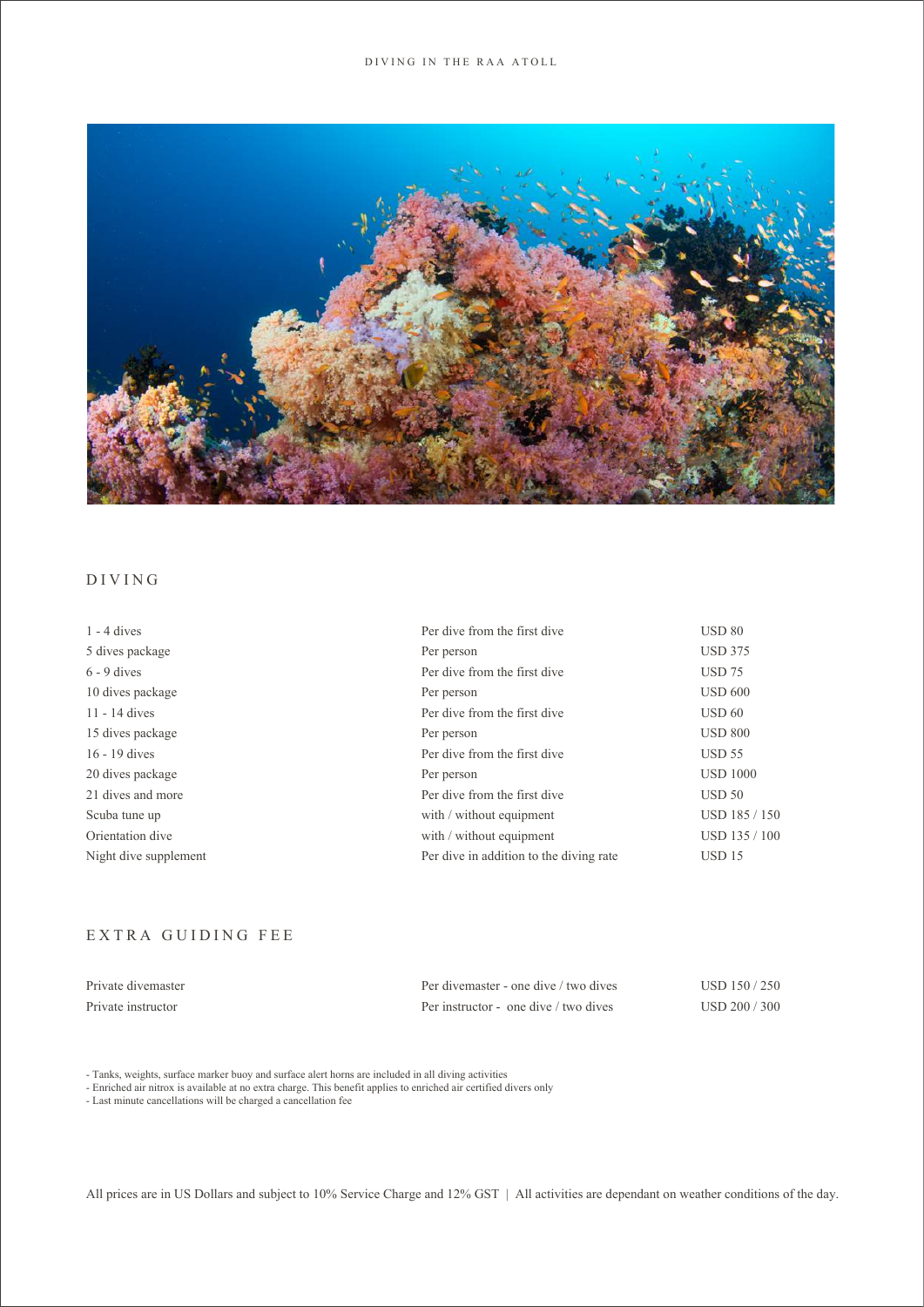DIVING IN THE RAA ATOLL

## DIVING

| | | |
|---|---|---|
| 1 - 4 dives | Per dive from the first dive | USD 80 |
| 5 dives package | Per person | USD 375 |
| 6 - 9 dives | Per dive from the first dive | USD 75 |
| 10 dives package | Per person | USD 600 |
| 11 - 14 dives | Per dive from the first dive | USD 60 |
| 15 dives package | Per person | USD 800 |
| 16 - 19 dives | Per dive from the first dive | USD 55 |
| 20 dives package | Per person | USD 1000 |
| 21 dives and more | Per dive from the first dive | USD 50 |
| Scuba tune up | with / without equipment | USD 185 / 150 |
| Orientation dive | with / without equipment | USD 135 / 100 |
| Night dive supplement | Per dive in addition to the diving rate | USD 15 |

## EXTRA GUIDING FEE

| | | |
|---|---|---|
| Private divemaster | Per divemaster - one dive / two dives | USD 150 / 250 |
| Private instructor | Per instructor - one dive / two dives | USD 200 / 300 |

- Tanks, weights, surface marker buoy and surface alert horns are included in all diving activities
- Enriched air nitrox is available at no extra charge. This benefit applies to enriched air certified divers only
- Last minute cancellations will be charged a cancellation fee

All prices are in US Dollars and subject to 10% Service Charge and 12% GST | All activities are dependant on weather conditions of the day.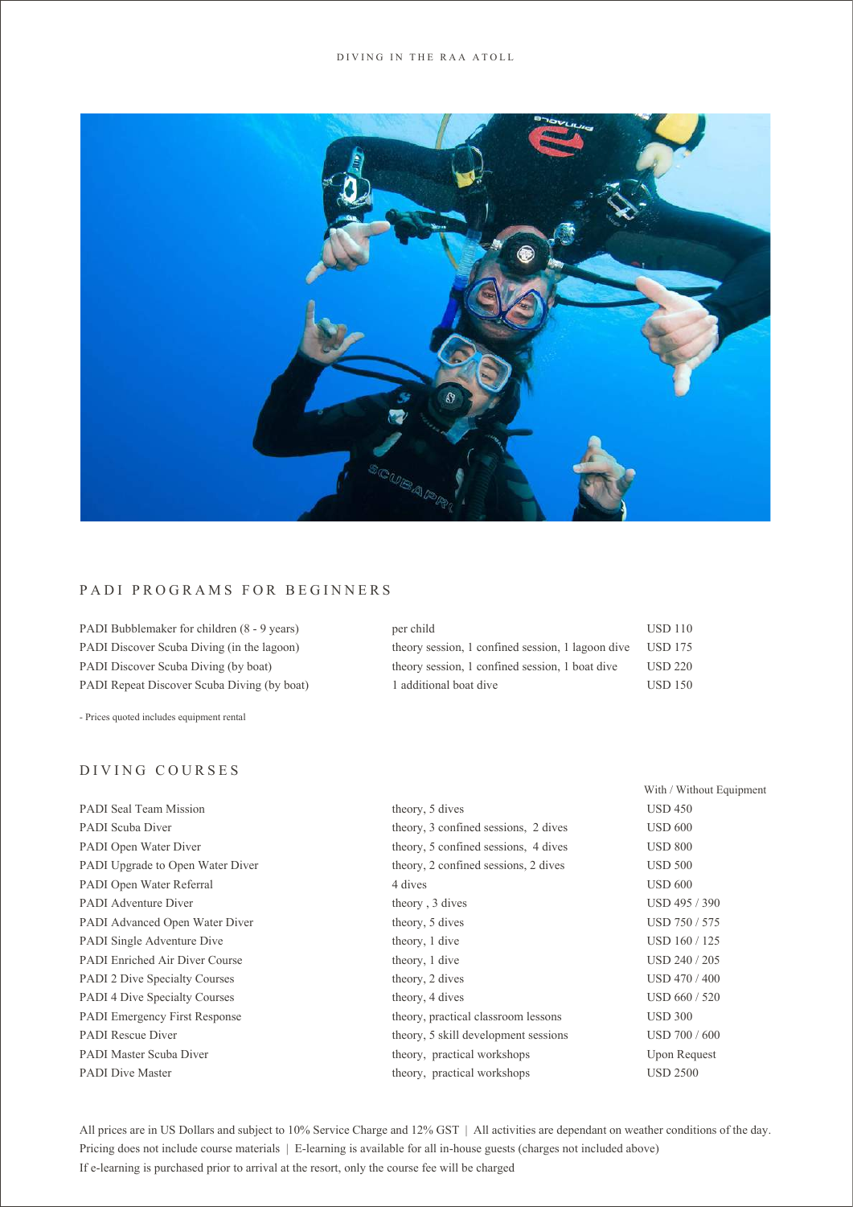## PADI PROGRAMS FOR BEGINNERS

| | | |
|---|---|---|
| PADI Bubblemaker for children (8 - 9 years) | per child | USD 110 |
| PADI Discover Scuba Diving (in the lagoon) | theory session, 1 confined session, 1 lagoon dive | USD 175 |
| PADI Discover Scuba Diving (by boat) | theory session, 1 confined session, 1 boat dive | USD 220 |
| PADI Repeat Discover Scuba Diving (by boat) | 1 additional boat dive | USD 150 |

- Prices quoted includes equipment rental

## DIVING COURSES

| | | With / Without Equipment |
|---|---|---|
| PADI Seal Team Mission | theory, 5 dives | USD 450 |
| PADI Scuba Diver | theory, 3 confined sessions, 2 dives | USD 600 |
| PADI Open Water Diver | theory, 5 confined sessions, 4 dives | USD 800 |
| PADI Upgrade to Open Water Diver | theory, 2 confined sessions, 2 dives | USD 500 |
| PADI Open Water Referral | 4 dives | USD 600 |
| PADI Adventure Diver | theory , 3 dives | USD 495 / 390 |
| PADI Advanced Open Water Diver | theory, 5 dives | USD 750 / 575 |
| PADI Single Adventure Dive | theory, 1 dive | USD 160 / 125 |
| PADI Enriched Air Diver Course | theory, 1 dive | USD 240 / 205 |
| PADI 2 Dive Specialty Courses | theory, 2 dives | USD 470 / 400 |
| PADI 4 Dive Specialty Courses | theory, 4 dives | USD 660 / 520 |
| PADI Emergency First Response | theory, practical classroom lessons | USD 300 |
| PADI Rescue Diver | theory, 5 skill development sessions | USD 700 / 600 |
| PADI Master Scuba Diver | theory, practical workshops | Upon Request |
| PADI Dive Master | theory, practical workshops | USD 2500 |

All prices are in US Dollars and subject to 10% Service Charge and 12% GST | All activities are dependant on weather conditions of the day.
Pricing does not include course materials | E-learning is available for all in-house guests (charges not included above)
If e-learning is purchased prior to arrival at the resort, only the course fee will be charged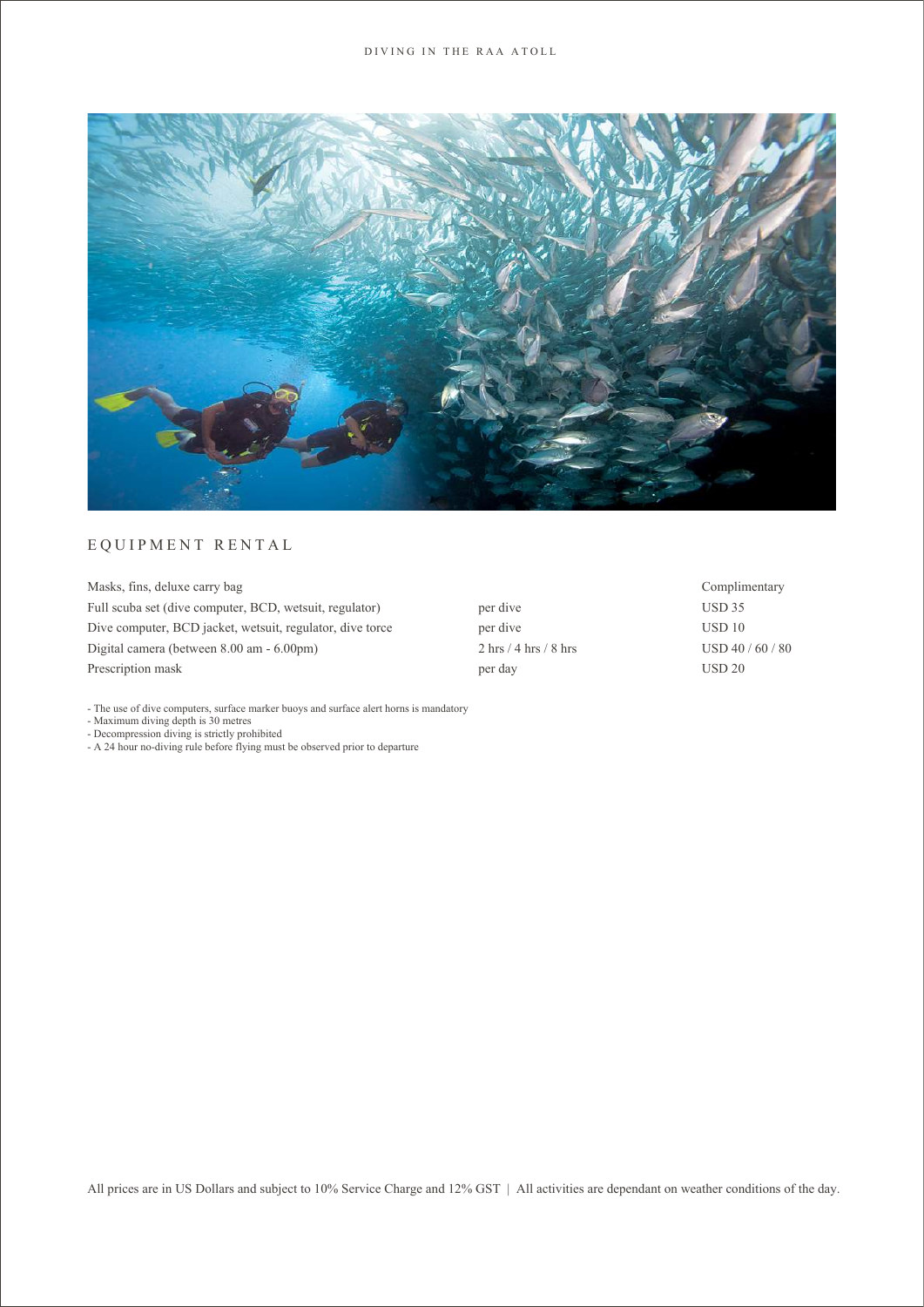## EQUIPMENT RENTAL

| | | |
|---|---|---|
| Masks, fins, deluxe carry bag | | Complimentary |
| Full scuba set (dive computer, BCD, wetsuit, regulator) | per dive | USD 35 |
| Dive computer, BCD jacket, wetsuit, regulator, dive torce | per dive | USD 10 |
| Digital camera (between 8.00 am - 6.00pm) | 2 hrs / 4 hrs / 8 hrs | USD 40 / 60 / 80 |
| Prescription mask | per day | USD 20 |

- The use of dive computers, surface marker buoys and surface alert horns is mandatory
- Maximum diving depth is 30 metres
- Decompression diving is strictly prohibited
- A 24 hour no-diving rule before flying must be observed prior to departure

All prices are in US Dollars and subject to 10% Service Charge and 12% GST | All activities are dependant on weather conditions of the day.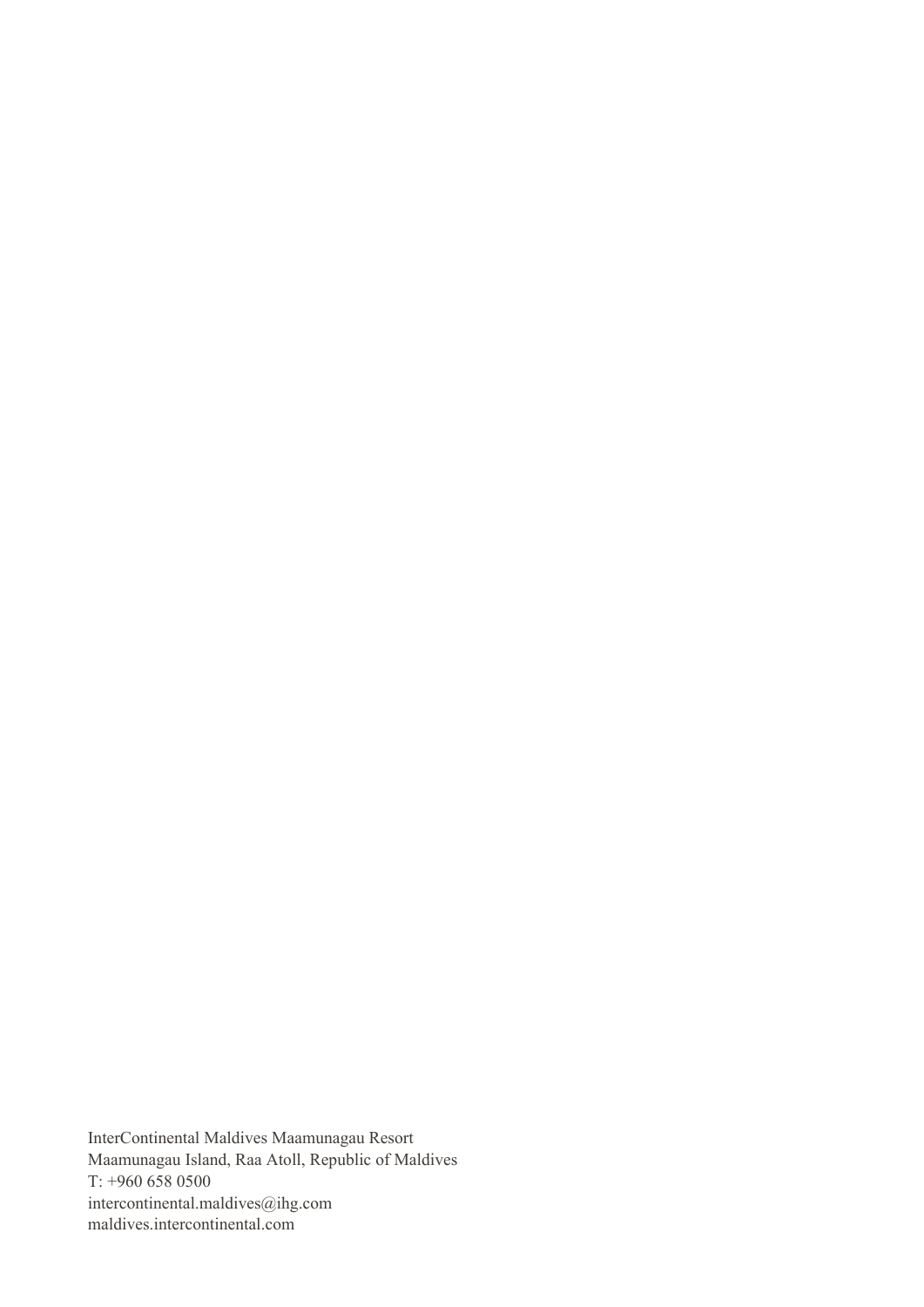InterContinental Maldives Maamunagau Resort
Maamunagau Island, Raa Atoll, Republic of Maldives
T: +960 658 0500
intercontinental.maldives@ihg.com
maldives.intercontinental.com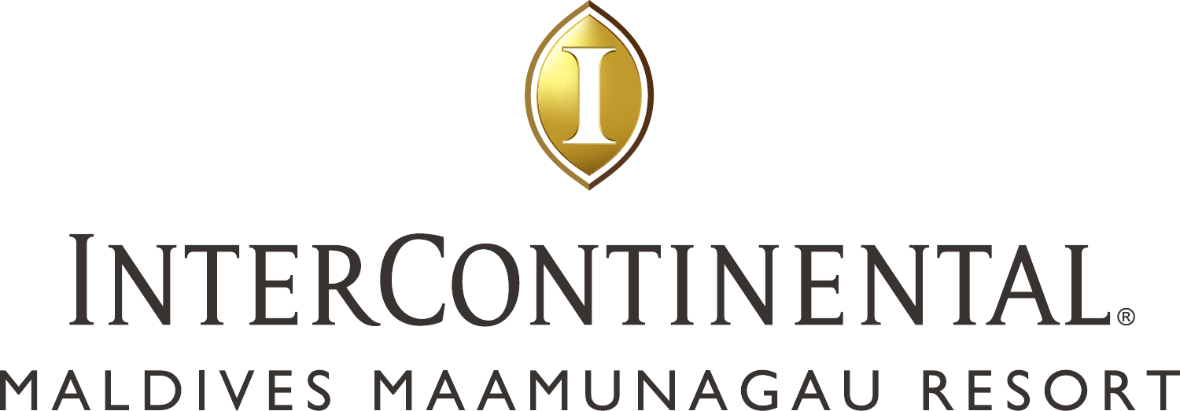# INTERCONTINENTAL®

MALDIVES MAAMUNAGAU RESORT